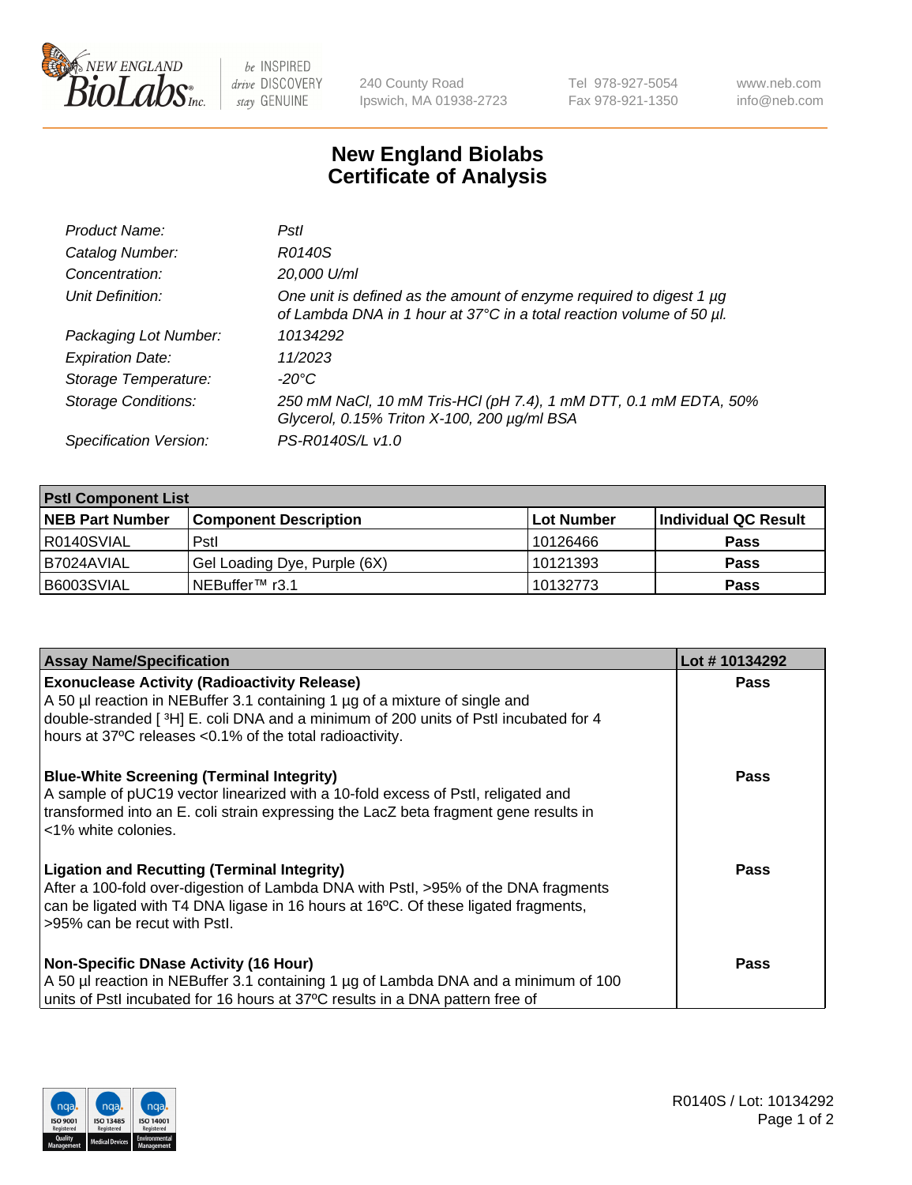New England BioLabs Inc. — be INSPIRED drive DISCOVERY stay GENUINE

240 County Road
Ipswich, MA 01938-2723

Tel 978-927-5054
Fax 978-921-1350

www.neb.com
info@neb.com

# New England Biolabs
# Certificate of Analysis

| | |
|---|---|
| *Product Name:* | *PstI* |
| *Catalog Number:* | *R0140S* |
| *Concentration:* | *20,000 U/ml* |
| *Unit Definition:* | *One unit is defined as the amount of enzyme required to digest 1 µg of Lambda DNA in 1 hour at 37°C in a total reaction volume of 50 µl.* |
| *Packaging Lot Number:* | *10134292* |
| *Expiration Date:* | *11/2023* |
| *Storage Temperature:* | *-20°C* |
| *Storage Conditions:* | *250 mM NaCl, 10 mM Tris-HCl (pH 7.4), 1 mM DTT, 0.1 mM EDTA, 50% Glycerol, 0.15% Triton X-100, 200 µg/ml BSA* |
| *Specification Version:* | *PS-R0140S/L v1.0* |

| PstI Component List | | | |
|---|---|---|---|
| **NEB Part Number** | **Component Description** | **Lot Number** | **Individual QC Result** |
| R0140SVIAL | PstI | 10126466 | **Pass** |
| B7024AVIAL | Gel Loading Dye, Purple (6X) | 10121393 | **Pass** |
| B6003SVIAL | NEBuffer™ r3.1 | 10132773 | **Pass** |

| Assay Name/Specification | Lot # 10134292 |
|---|---|
| **Exonuclease Activity (Radioactivity Release)**<br>A 50 µl reaction in NEBuffer 3.1 containing 1 µg of a mixture of single and double-stranded [ $^3$H] E. coli DNA and a minimum of 200 units of PstI incubated for 4 hours at 37ºC releases <0.1% of the total radioactivity. | **Pass** |
| **Blue-White Screening (Terminal Integrity)**<br>A sample of pUC19 vector linearized with a 10-fold excess of PstI, religated and transformed into an E. coli strain expressing the LacZ beta fragment gene results in <1% white colonies. | **Pass** |
| **Ligation and Recutting (Terminal Integrity)**<br>After a 100-fold over-digestion of Lambda DNA with PstI, >95% of the DNA fragments can be ligated with T4 DNA ligase in 16 hours at 16ºC. Of these ligated fragments, >95% can be recut with PstI. | **Pass** |
| **Non-Specific DNase Activity (16 Hour)**<br>A 50 µl reaction in NEBuffer 3.1 containing 1 µg of Lambda DNA and a minimum of 100 units of PstI incubated for 16 hours at 37ºC results in a DNA pattern free of | **Pass** |

R0140S / Lot: 10134292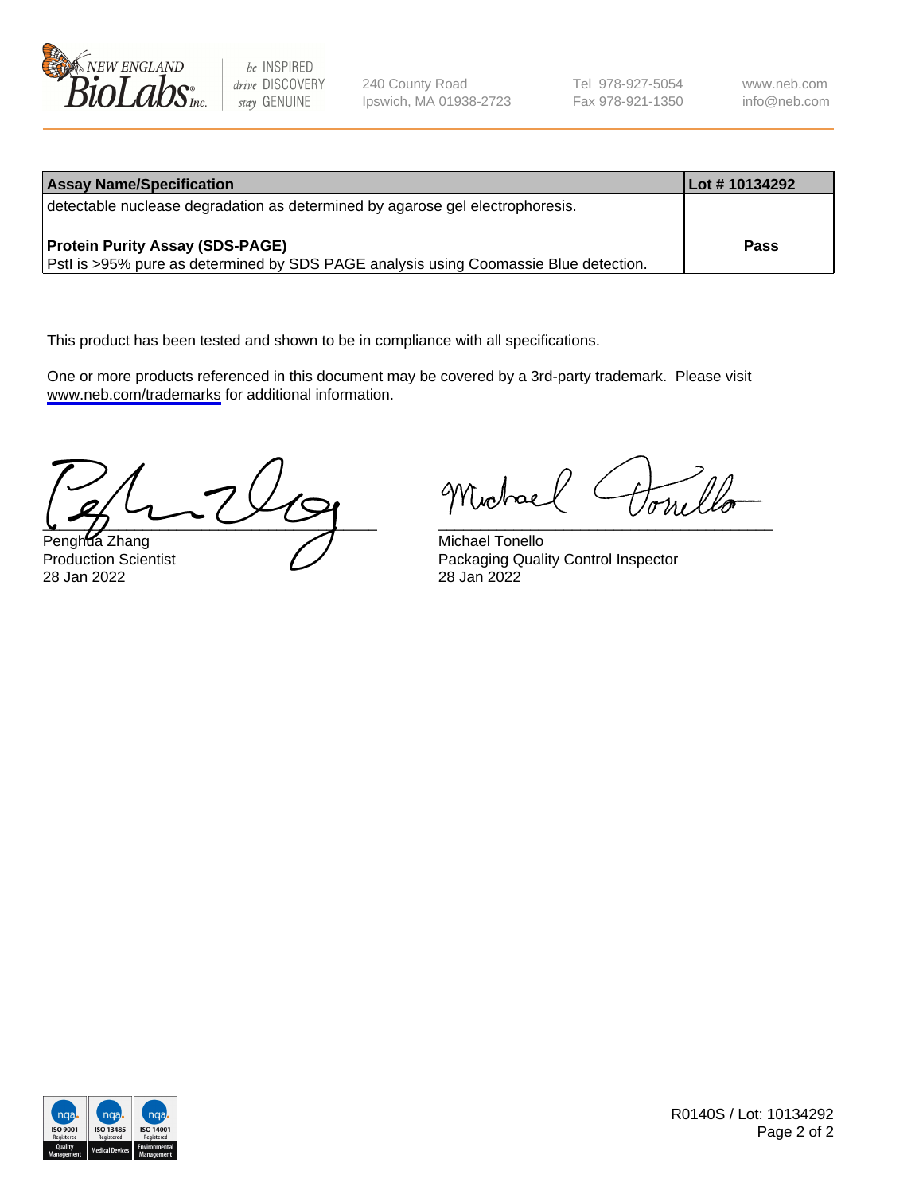| Assay Name/Specification | Lot # 10134292 |
| --- | --- |
| detectable nuclease degradation as determined by agarose gel electrophoresis. | |
| **Protein Purity Assay (SDS-PAGE)**<br>PstI is >95% pure as determined by SDS PAGE analysis using Coomassie Blue detection. | **Pass** |

This product has been tested and shown to be in compliance with all specifications.

One or more products referenced in this document may be covered by a 3rd-party trademark. Please visit www.neb.com/trademarks for additional information.

Penghua Zhang
Production Scientist
28 Jan 2022

Michael Tonello
Packaging Quality Control Inspector
28 Jan 2022

R0140S / Lot: 10134292